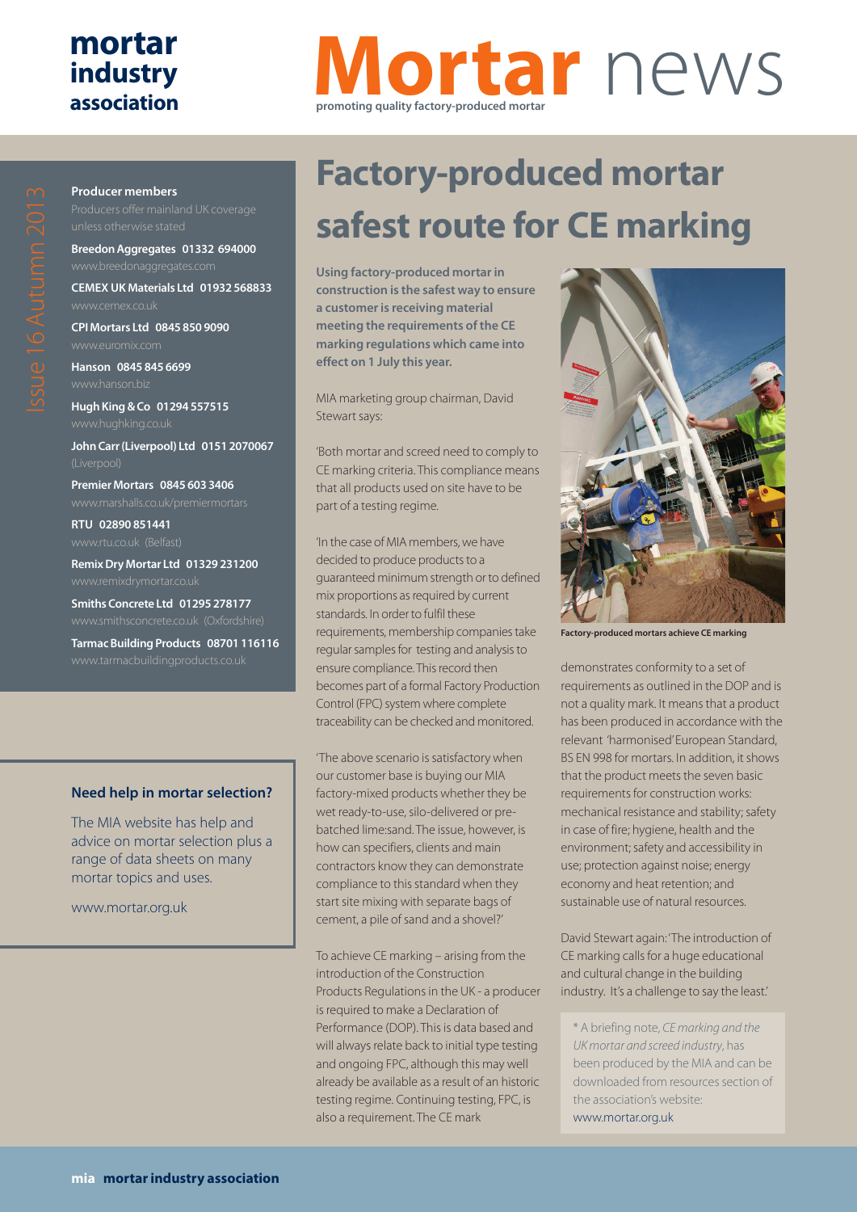# mortar industry association

# Mortar news

promoting quality factory-produced mortar

Issue 16 Autumn 2013

**Producer members**

Producers offer mainland UK coverage unless otherwise stated

**Breedon Aggregates 01332 694000**
www.breedonaggregates.com

**CEMEX UK Materials Ltd 01932 568833**
www.cemex.co.uk

**CPI Mortars Ltd 0845 850 9090**
www.euromix.com

**Hanson 0845 845 6699**
www.hanson.biz

**Hugh King & Co 01294 557515**
www.hughking.co.uk

**John Carr (Liverpool) Ltd 0151 2070067**
(Liverpool)

**Premier Mortars 0845 603 3406**
www.marshalls.co.uk/premiermortars

**RTU 02890 851441**
www.rtu.co.uk (Belfast)

**Remix Dry Mortar Ltd 01329 231200**
www.remixdrymortar.co.uk

**Smiths Concrete Ltd 01295 278177**
www.smithsconcrete.co.uk (Oxfordshire)

**Tarmac Building Products 08701 116116**
www.tarmacbuildingproducts.co.uk

### Need help in mortar selection?

The MIA website has help and advice on mortar selection plus a range of data sheets on many mortar topics and uses.

www.mortar.org.uk

## Factory-produced mortar safest route for CE marking

**Using factory-produced mortar in construction is the safest way to ensure a customer is receiving material meeting the requirements of the CE marking regulations which came into effect on 1 July this year.**

MIA marketing group chairman, David Stewart says:

'Both mortar and screed need to comply to CE marking criteria. This compliance means that all products used on site have to be part of a testing regime.

'In the case of MIA members, we have decided to produce products to a guaranteed minimum strength or to defined mix proportions as required by current standards. In order to fulfil these requirements, membership companies take regular samples for testing and analysis to ensure compliance. This record then becomes part of a formal Factory Production Control (FPC) system where complete traceability can be checked and monitored.

'The above scenario is satisfactory when our customer base is buying our MIA factory-mixed products whether they be wet ready-to-use, silo-delivered or pre-batched lime:sand. The issue, however, is how can specifiers, clients and main contractors know they can demonstrate compliance to this standard when they start site mixing with separate bags of cement, a pile of sand and a shovel?'

To achieve CE marking – arising from the introduction of the Construction Products Regulations in the UK - a producer is required to make a Declaration of Performance (DOP). This is data based and will always relate back to initial type testing and ongoing FPC, although this may well already be available as a result of an historic testing regime. Continuing testing, FPC, is also a requirement. The CE mark demonstrates conformity to a set of requirements as outlined in the DOP and is not a quality mark. It means that a product has been produced in accordance with the relevant 'harmonised' European Standard, BS EN 998 for mortars. In addition, it shows that the product meets the seven basic requirements for construction works: mechanical resistance and stability; safety in case of fire; hygiene, health and the environment; safety and accessibility in use; protection against noise; energy economy and heat retention; and sustainable use of natural resources.

Factory-produced mortars achieve CE marking

David Stewart again: 'The introduction of CE marking calls for a huge educational and cultural change in the building industry. It's a challenge to say the least.'

\* A briefing note, *CE marking and the UK mortar and screed industry*, has been produced by the MIA and can be downloaded from resources section of the association's website: www.mortar.org.uk

**mia mortar industry association**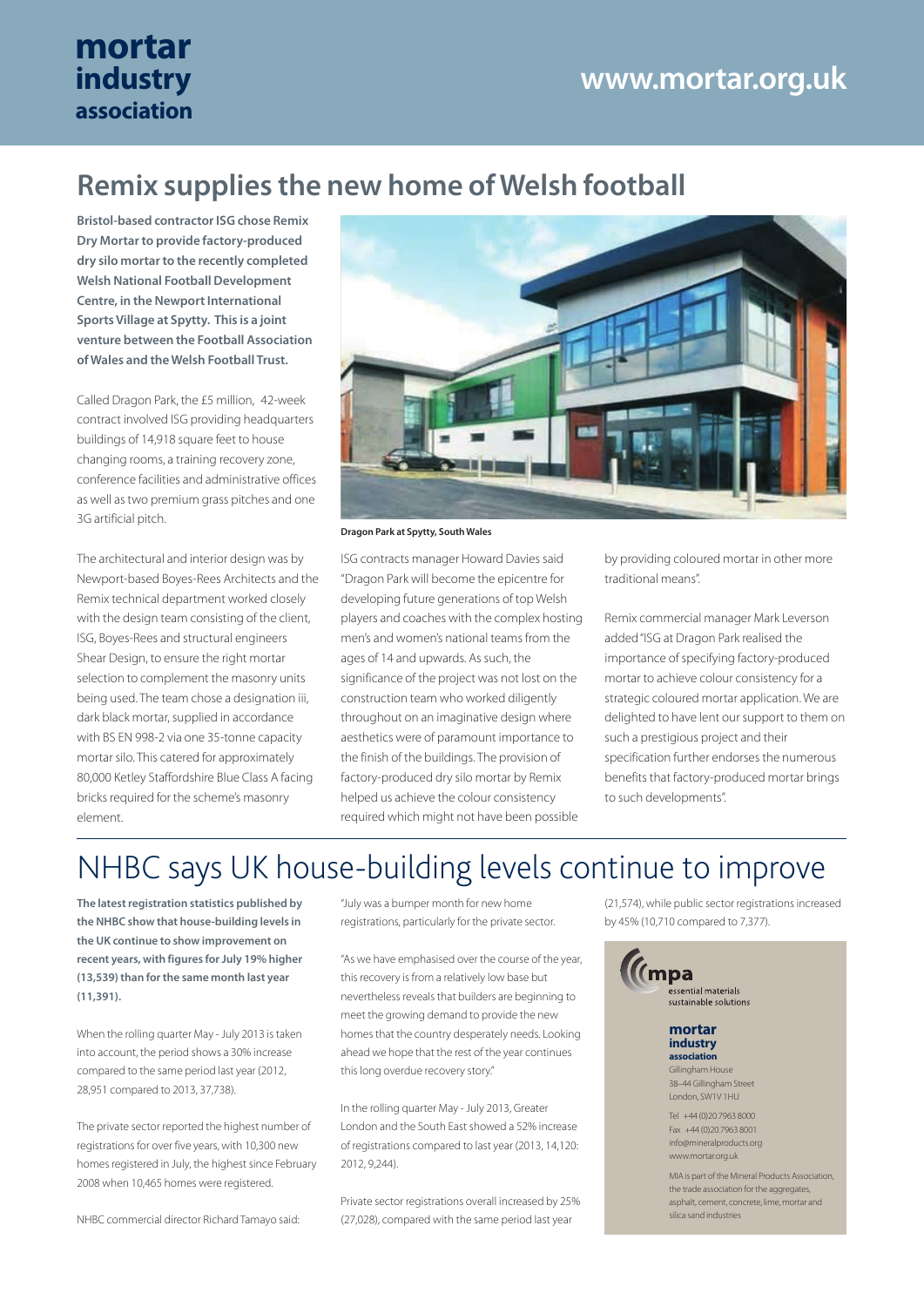# Remix supplies the new home of Welsh football

**Bristol-based contractor ISG chose Remix Dry Mortar to provide factory-produced dry silo mortar to the recently completed Welsh National Football Development Centre, in the Newport International Sports Village at Spytty. This is a joint venture between the Football Association of Wales and the Welsh Football Trust.**

Called Dragon Park, the £5 million, 42-week contract involved ISG providing headquarters buildings of 14,918 square feet to house changing rooms, a training recovery zone, conference facilities and administrative offices as well as two premium grass pitches and one 3G artificial pitch.

The architectural and interior design was by Newport-based Boyes-Rees Architects and the Remix technical department worked closely with the design team consisting of the client, ISG, Boyes-Rees and structural engineers Shear Design, to ensure the right mortar selection to complement the masonry units being used. The team chose a designation iii, dark black mortar, supplied in accordance with BS EN 998-2 via one 35-tonne capacity mortar silo. This catered for approximately 80,000 Ketley Staffordshire Blue Class A facing bricks required for the scheme's masonry element.

**Dragon Park at Spytty, South Wales**

ISG contracts manager Howard Davies said "Dragon Park will become the epicentre for developing future generations of top Welsh players and coaches with the complex hosting men's and women's national teams from the ages of 14 and upwards. As such, the significance of the project was not lost on the construction team who worked diligently throughout on an imaginative design where aesthetics were of paramount importance to the finish of the buildings. The provision of factory-produced dry silo mortar by Remix helped us achieve the colour consistency required which might not have been possible by providing coloured mortar in other more traditional means".

Remix commercial manager Mark Leverson added "ISG at Dragon Park realised the importance of specifying factory-produced mortar to achieve colour consistency for a strategic coloured mortar application. We are delighted to have lent our support to them on such a prestigious project and their specification further endorses the numerous benefits that factory-produced mortar brings to such developments".

# NHBC says UK house-building levels continue to improve

**The latest registration statistics published by the NHBC show that house-building levels in the UK continue to show improvement on recent years, with figures for July 19% higher (13,539) than for the same month last year (11,391).**

When the rolling quarter May - July 2013 is taken into account, the period shows a 30% increase compared to the same period last year (2012, 28,951 compared to 2013, 37,738).

The private sector reported the highest number of registrations for over five years, with 10,300 new homes registered in July, the highest since February 2008 when 10,465 homes were registered.

NHBC commercial director Richard Tamayo said: "July was a bumper month for new home registrations, particularly for the private sector.

"As we have emphasised over the course of the year, this recovery is from a relatively low base but nevertheless reveals that builders are beginning to meet the growing demand to provide the new homes that the country desperately needs. Looking ahead we hope that the rest of the year continues this long overdue recovery story."

In the rolling quarter May - July 2013, Greater London and the South East showed a 52% increase of registrations compared to last year (2013, 14,120: 2012, 9,244).

Private sector registrations overall increased by 25% (27,028), compared with the same period last year (21,574), while public sector registrations increased by 45% (10,710 compared to 7,377).

mpa
essential materials
sustainable solutions

**mortar industry association**
Gillingham House
38–44 Gillingham Street
London, SW1V 1HU

Tel +44 (0)20 7963 8000
Fax +44 (0)20 7963 8001
info@mineralproducts.org
www.mortar.org.uk

MIA is part of the Mineral Products Association, the trade association for the aggregates, asphalt, cement, concrete, lime, mortar and silica sand industries